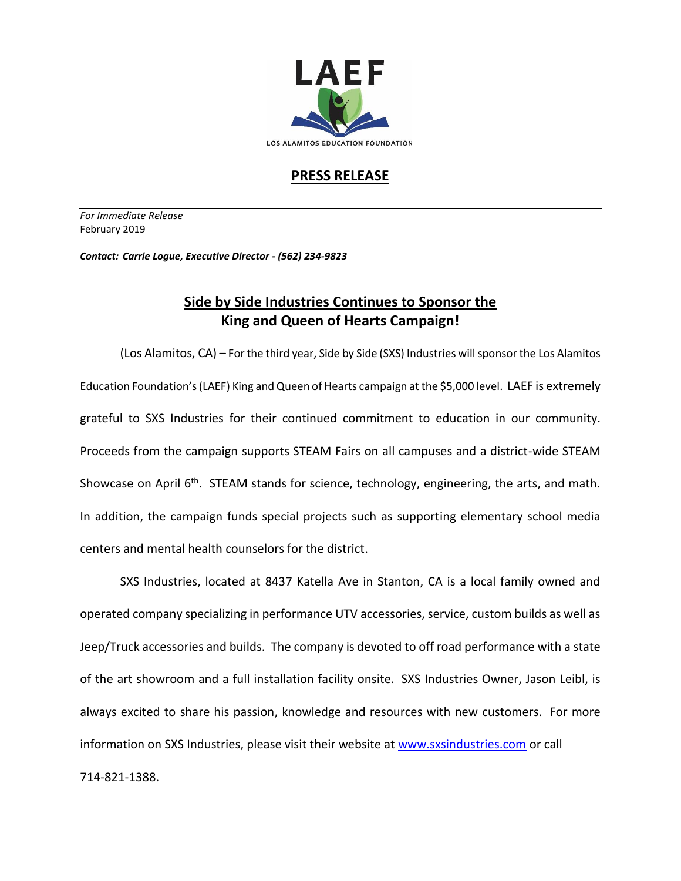LAEF

LOS ALAMITOS EDUCATION FOUNDATION

# PRESS RELEASE

*For Immediate Release*
February 2019

***Contact: Carrie Logue, Executive Director - (562) 234-9823***

## Side by Side Industries Continues to Sponsor the King and Queen of Hearts Campaign!

(Los Alamitos, CA) – For the third year, Side by Side (SXS) Industries will sponsor the Los Alamitos Education Foundation's (LAEF) King and Queen of Hearts campaign at the $5,000 level. LAEF is extremely grateful to SXS Industries for their continued commitment to education in our community. Proceeds from the campaign supports STEAM Fairs on all campuses and a district-wide STEAM Showcase on April 6th. STEAM stands for science, technology, engineering, the arts, and math. In addition, the campaign funds special projects such as supporting elementary school media centers and mental health counselors for the district.

SXS Industries, located at 8437 Katella Ave in Stanton, CA is a local family owned and operated company specializing in performance UTV accessories, service, custom builds as well as Jeep/Truck accessories and builds. The company is devoted to off road performance with a state of the art showroom and a full installation facility onsite. SXS Industries Owner, Jason Leibl, is always excited to share his passion, knowledge and resources with new customers. For more information on SXS Industries, please visit their website at [www.sxsindustries.com](http://www.sxsindustries.com) or call 714-821-1388.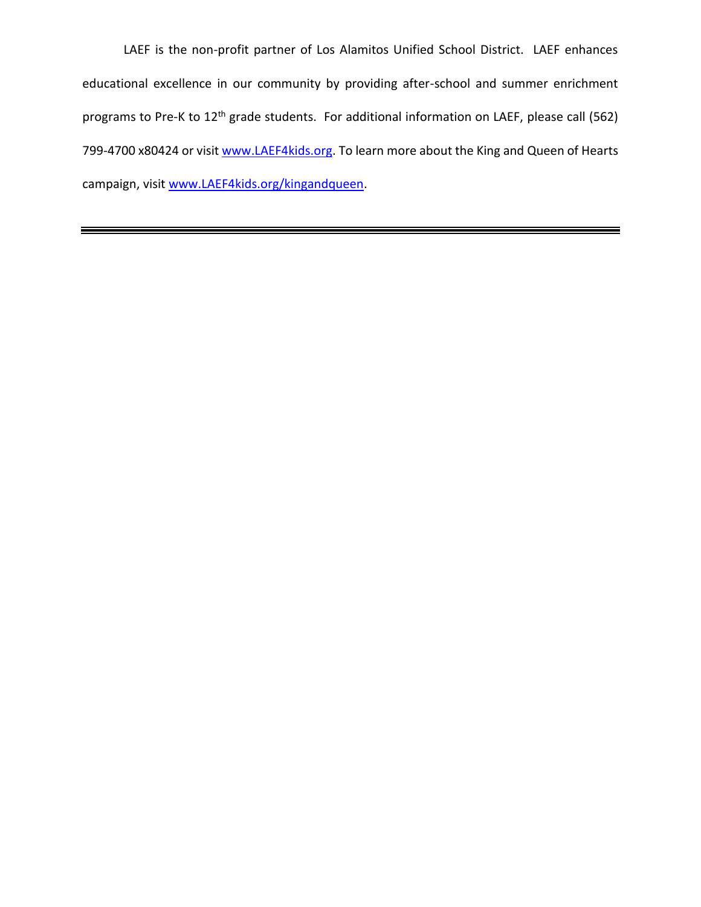LAEF is the non-profit partner of Los Alamitos Unified School District. LAEF enhances educational excellence in our community by providing after-school and summer enrichment programs to Pre-K to 12th grade students. For additional information on LAEF, please call (562) 799-4700 x80424 or visit www.LAEF4kids.org. To learn more about the King and Queen of Hearts campaign, visit www.LAEF4kids.org/kingandqueen.

---